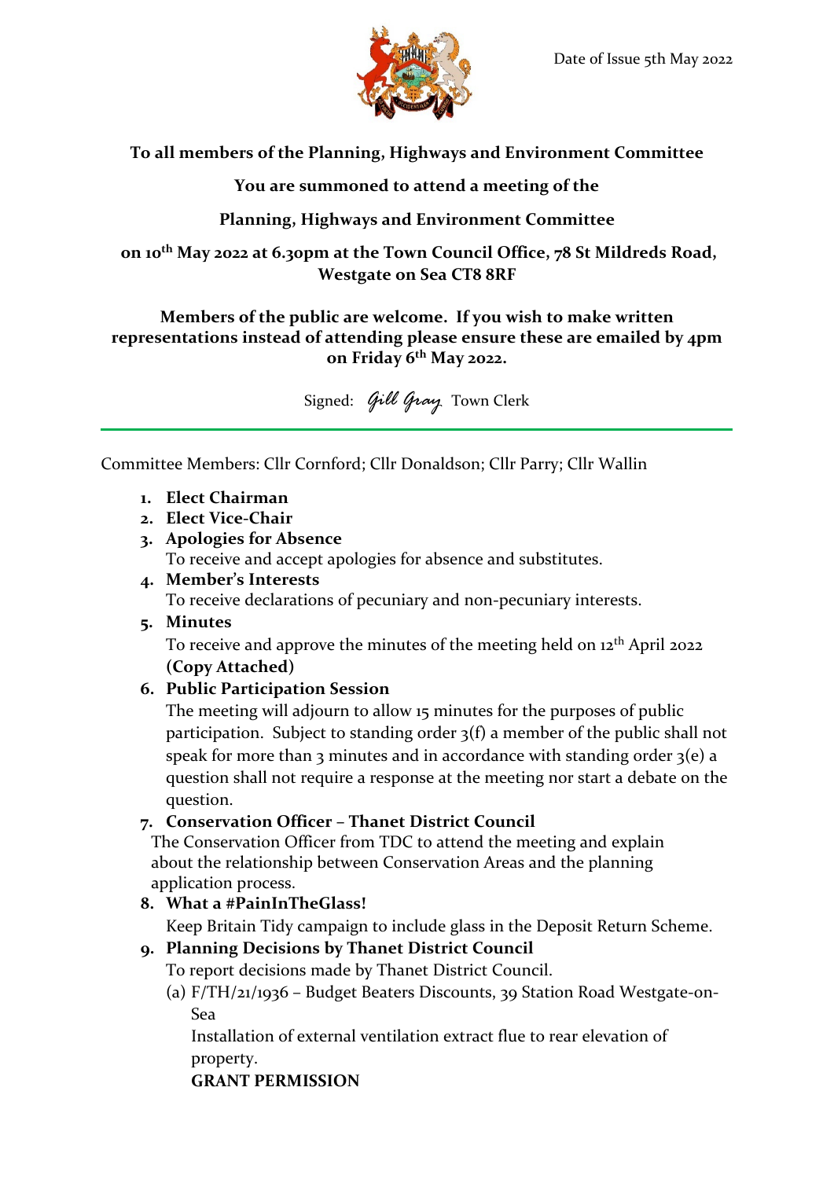Date of Issue 5th May 2022

**To all members of the Planning, Highways and Environment Committee**

**You are summoned to attend a meeting of the**

**Planning, Highways and Environment Committee**

**on 10th May 2022 at 6.30pm at the Town Council Office, 78 St Mildreds Road, Westgate on Sea CT8 8RF**

**Members of the public are welcome. If you wish to make written representations instead of attending please ensure these are emailed by 4pm on Friday 6th May 2022.**

Signed: *Gill Gray* Town Clerk

---

Committee Members: Cllr Cornford; Cllr Donaldson; Cllr Parry; Cllr Wallin

1. **Elect Chairman**
2. **Elect Vice-Chair**
3. **Apologies for Absence**
   To receive and accept apologies for absence and substitutes.
4. **Member's Interests**
   To receive declarations of pecuniary and non-pecuniary interests.
5. **Minutes**
   To receive and approve the minutes of the meeting held on 12th April 2022 **(Copy Attached)**
6. **Public Participation Session**
   The meeting will adjourn to allow 15 minutes for the purposes of public participation. Subject to standing order 3(f) a member of the public shall not speak for more than 3 minutes and in accordance with standing order 3(e) a question shall not require a response at the meeting nor start a debate on the question.
7. **Conservation Officer – Thanet District Council**
   The Conservation Officer from TDC to attend the meeting and explain about the relationship between Conservation Areas and the planning application process.
8. **What a #PainInTheGlass!**
   Keep Britain Tidy campaign to include glass in the Deposit Return Scheme.
9. **Planning Decisions by Thanet District Council**
   To report decisions made by Thanet District Council.
   (a) F/TH/21/1936 – Budget Beaters Discounts, 39 Station Road Westgate-on-Sea
   Installation of external ventilation extract flue to rear elevation of property.
   **GRANT PERMISSION**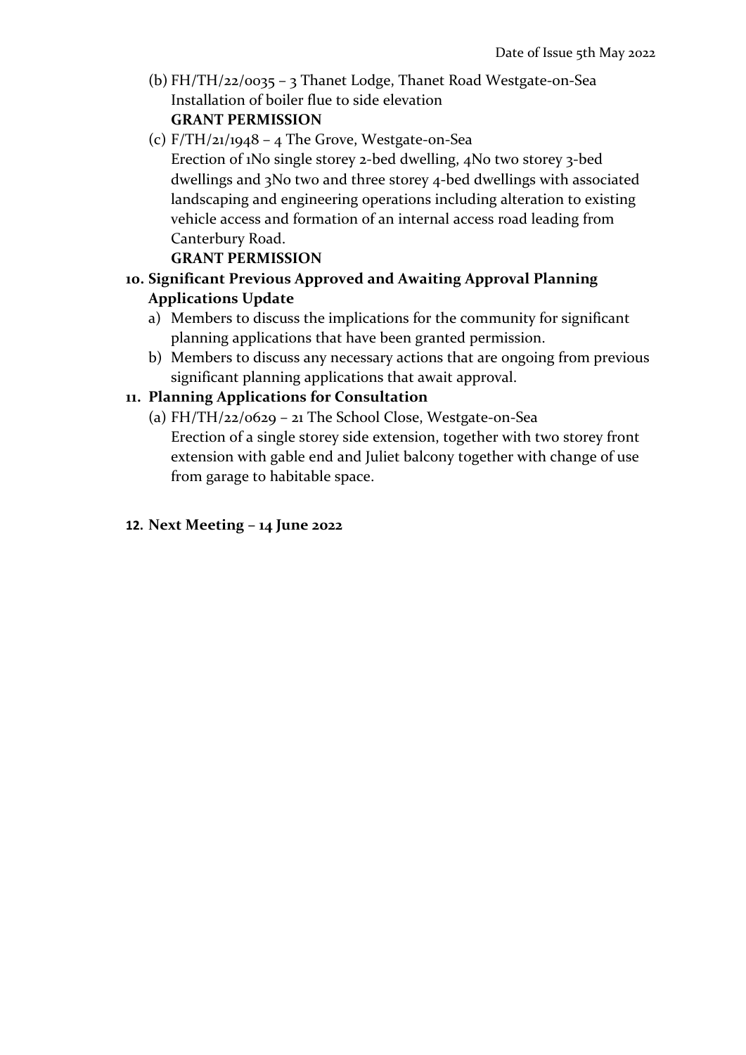Date of Issue 5th May 2022

(b) FH/TH/22/0035 – 3 Thanet Lodge, Thanet Road Westgate-on-Sea
Installation of boiler flue to side elevation
**GRANT PERMISSION**

(c) F/TH/21/1948 – 4 The Grove, Westgate-on-Sea
Erection of 1No single storey 2-bed dwelling, 4No two storey 3-bed dwellings and 3No two and three storey 4-bed dwellings with associated landscaping and engineering operations including alteration to existing vehicle access and formation of an internal access road leading from Canterbury Road.
**GRANT PERMISSION**

**10. Significant Previous Approved and Awaiting Approval Planning Applications Update**

a) Members to discuss the implications for the community for significant planning applications that have been granted permission.
b) Members to discuss any necessary actions that are ongoing from previous significant planning applications that await approval.

**11. Planning Applications for Consultation**

(a) FH/TH/22/0629 – 21 The School Close, Westgate-on-Sea
Erection of a single storey side extension, together with two storey front extension with gable end and Juliet balcony together with change of use from garage to habitable space.

**12. Next Meeting – 14 June 2022**